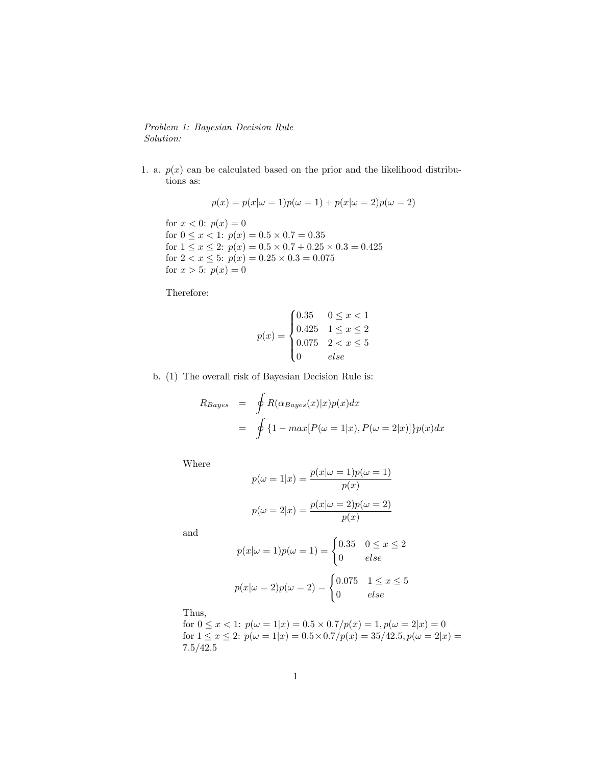*Problem 1: Bayesian Decision Rule*
*Solution:*

1. a. $p(x)$ can be calculated based on the prior and the likelihood distributions as:

$$p(x) = p(x|\omega = 1)p(\omega = 1) + p(x|\omega = 2)p(\omega = 2)$$

for $x < 0$: $p(x) = 0$
for $0 \leq x < 1$: $p(x) = 0.5 \times 0.7 = 0.35$
for $1 \leq x \leq 2$: $p(x) = 0.5 \times 0.7 + 0.25 \times 0.3 = 0.425$
for $2 < x \leq 5$: $p(x) = 0.25 \times 0.3 = 0.075$
for $x > 5$: $p(x) = 0$

Therefore:

$$p(x) = \begin{cases} 0.35 & 0 \leq x < 1 \\ 0.425 & 1 \leq x \leq 2 \\ 0.075 & 2 < x \leq 5 \\ 0 & else \end{cases}$$

b. (1) The overall risk of Bayesian Decision Rule is:

$$\begin{aligned} R_{Bayes} &= \oint R(\alpha_{Bayes}(x)|x)p(x)dx \\ &= \oint \{1 - max[P(\omega = 1|x), P(\omega = 2|x)]\}p(x)dx \end{aligned}$$

Where

$$p(\omega = 1|x) = \frac{p(x|\omega = 1)p(\omega = 1)}{p(x)}$$

$$p(\omega = 2|x) = \frac{p(x|\omega = 2)p(\omega = 2)}{p(x)}$$

and

$$p(x|\omega = 1)p(\omega = 1) = \begin{cases} 0.35 & 0 \leq x \leq 2 \\ 0 & else \end{cases}$$

$$p(x|\omega = 2)p(\omega = 2) = \begin{cases} 0.075 & 1 \leq x \leq 5 \\ 0 & else \end{cases}$$

Thus,
for $0 \leq x < 1$: $p(\omega = 1|x) = 0.5 \times 0.7/p(x) = 1, p(\omega = 2|x) = 0$
for $1 \leq x \leq 2$: $p(\omega = 1|x) = 0.5 \times 0.7/p(x) = 35/42.5, p(\omega = 2|x) = 7.5/42.5$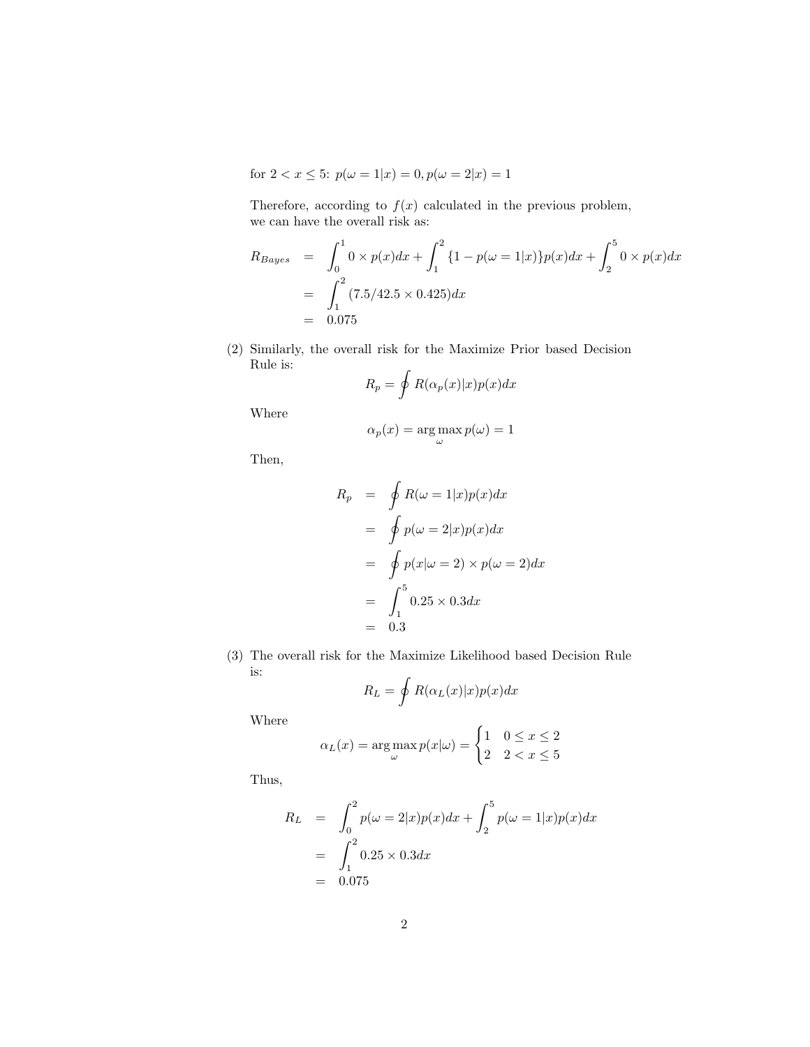for $2 < x \leq 5$: $p(\omega = 1|x) = 0, p(\omega = 2|x) = 1$

Therefore, according to $f(x)$ calculated in the previous problem, we can have the overall risk as:

$$
\begin{aligned}
R_{Bayes} &= \int_0^1 0 \times p(x)dx + \int_1^2 \{1 - p(\omega = 1|x)\}p(x)dx + \int_2^5 0 \times p(x)dx \\
&= \int_1^2 (7.5/42.5 \times 0.425)dx \\
&= 0.075
\end{aligned}
$$

(2) Similarly, the overall risk for the Maximize Prior based Decision Rule is:

$$
R_p = \oint R(\alpha_p(x)|x)p(x)dx
$$

Where

$$
\alpha_p(x) = \arg\max_{\omega} p(\omega) = 1
$$

Then,

$$
\begin{aligned}
R_p &= \oint R(\omega = 1|x)p(x)dx \\
&= \oint p(\omega = 2|x)p(x)dx \\
&= \oint p(x|\omega = 2) \times p(\omega = 2)dx \\
&= \int_1^5 0.25 \times 0.3dx \\
&= 0.3
\end{aligned}
$$

(3) The overall risk for the Maximize Likelihood based Decision Rule is:

$$
R_L = \oint R(\alpha_L(x)|x)p(x)dx
$$

Where

$$
\alpha_L(x) = \arg\max_{\omega} p(x|\omega) = \begin{cases} 1 & 0 \leq x \leq 2 \\ 2 & 2 < x \leq 5 \end{cases}
$$

Thus,

$$
\begin{aligned}
R_L &= \int_0^2 p(\omega = 2|x)p(x)dx + \int_2^5 p(\omega = 1|x)p(x)dx \\
&= \int_1^2 0.25 \times 0.3dx \\
&= 0.075
\end{aligned}
$$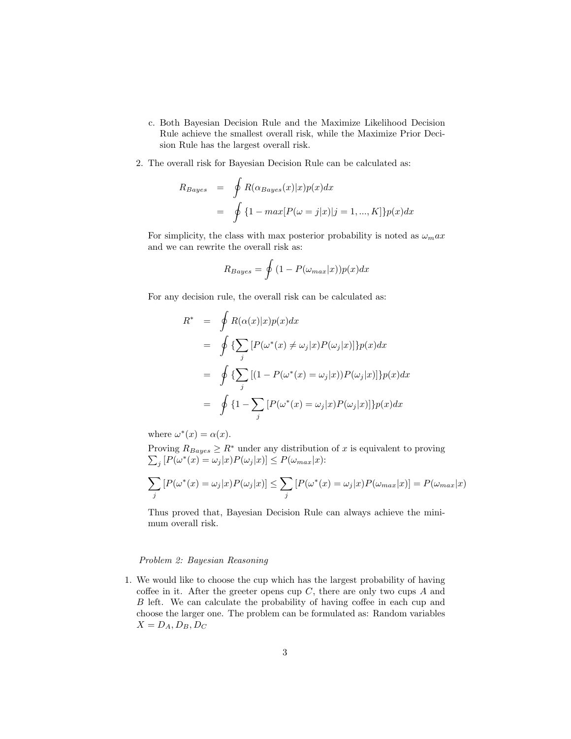c. Both Bayesian Decision Rule and the Maximize Likelihood Decision Rule achieve the smallest overall risk, while the Maximize Prior Decision Rule has the largest overall risk.

2. The overall risk for Bayesian Decision Rule can be calculated as:

$$
\begin{aligned}
R_{Bayes} &= \oint R(\alpha_{Bayes}(x)|x)p(x)dx \\
&= \oint \{1 - max[P(\omega = j|x)|j = 1, ..., K]\}p(x)dx
\end{aligned}
$$

For simplicity, the class with max posterior probability is noted as $\omega_max$ and we can rewrite the overall risk as:

$$
R_{Bayes} = \oint (1 - P(\omega_{max}|x))p(x)dx
$$

For any decision rule, the overall risk can be calculated as:

$$
\begin{aligned}
R^* &= \oint R(\alpha(x)|x)p(x)dx \\
&= \oint \{\sum_j [P(\omega^*(x) \neq \omega_j|x)P(\omega_j|x)]\}p(x)dx \\
&= \oint \{\sum_j [(1 - P(\omega^*(x) = \omega_j|x))P(\omega_j|x)]\}p(x)dx \\
&= \oint \{1 - \sum_j [P(\omega^*(x) = \omega_j|x)P(\omega_j|x)]\}p(x)dx
\end{aligned}
$$

where $\omega^*(x) = \alpha(x)$.

Proving $R_{Bayes} \geq R^*$ under any distribution of $x$ is equivalent to proving $\sum_j [P(\omega^*(x) = \omega_j|x)P(\omega_j|x)] \leq P(\omega_{max}|x)$:

$$
\sum_j [P(\omega^*(x) = \omega_j|x)P(\omega_j|x)] \leq \sum_j [P(\omega^*(x) = \omega_j|x)P(\omega_{max}|x)] = P(\omega_{max}|x)
$$

Thus proved that, Bayesian Decision Rule can always achieve the minimum overall risk.

*Problem 2: Bayesian Reasoning*

1. We would like to choose the cup which has the largest probability of having coffee in it. After the greeter opens cup $C$, there are only two cups $A$ and $B$ left. We can calculate the probability of having coffee in each cup and choose the larger one. The problem can be formulated as: Random variables $X = D_A, D_B, D_C$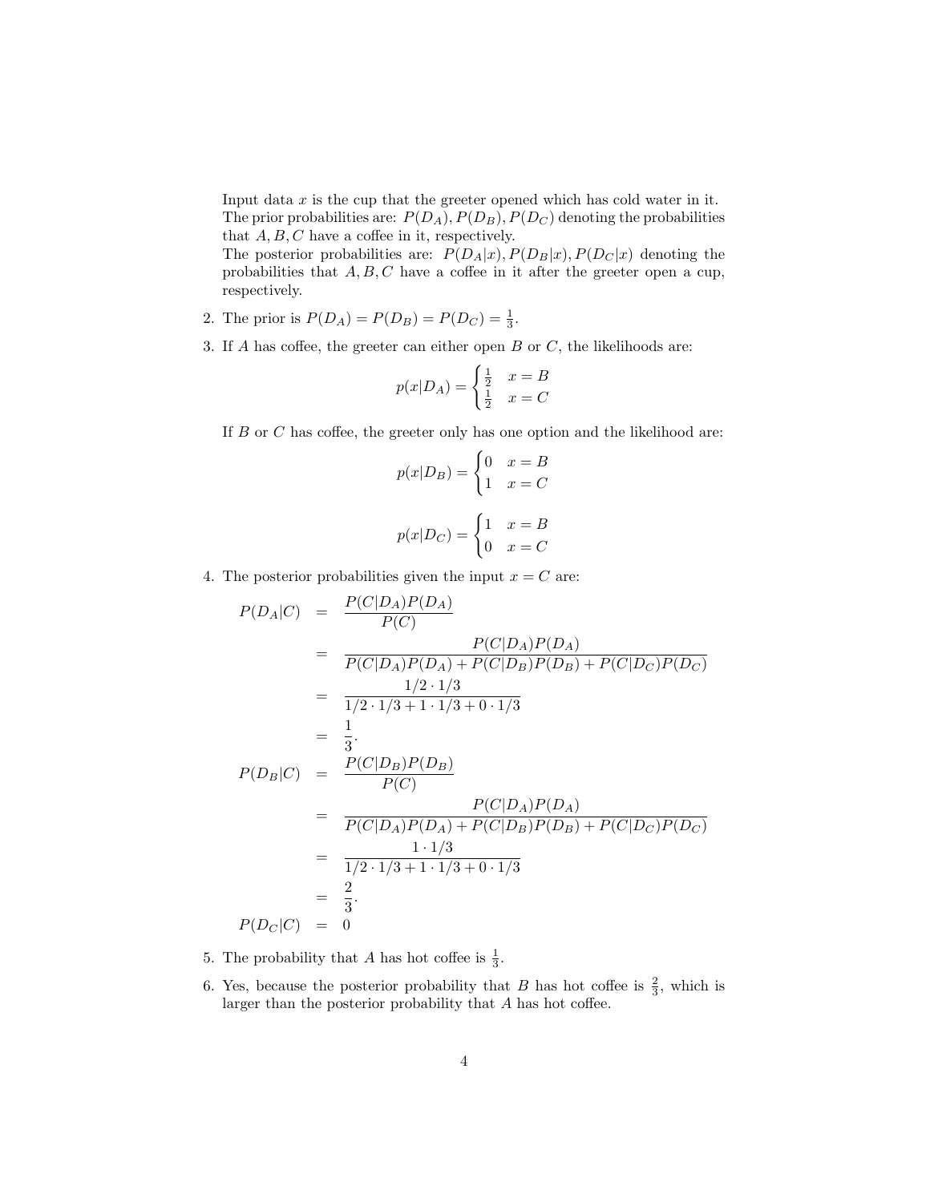Input data $x$ is the cup that the greeter opened which has cold water in it. The prior probabilities are: $P(D_A), P(D_B), P(D_C)$ denoting the probabilities that $A, B, C$ have a coffee in it, respectively.
The posterior probabilities are: $P(D_A|x), P(D_B|x), P(D_C|x)$ denoting the probabilities that $A, B, C$ have a coffee in it after the greeter open a cup, respectively.

2. The prior is $P(D_A) = P(D_B) = P(D_C) = \frac{1}{3}$.

3. If $A$ has coffee, the greeter can either open $B$ or $C$, the likelihoods are:

$$p(x|D_A) = \begin{cases} \frac{1}{2} & x = B \\ \frac{1}{2} & x = C \end{cases}$$

If $B$ or $C$ has coffee, the greeter only has one option and the likelihood are:

$$p(x|D_B) = \begin{cases} 0 & x = B \\ 1 & x = C \end{cases}$$

$$p(x|D_C) = \begin{cases} 1 & x = B \\ 0 & x = C \end{cases}$$

4. The posterior probabilities given the input $x = C$ are:

$$\begin{aligned}
P(D_A|C) &= \frac{P(C|D_A)P(D_A)}{P(C)} \\
&= \frac{P(C|D_A)P(D_A)}{P(C|D_A)P(D_A) + P(C|D_B)P(D_B) + P(C|D_C)P(D_C)} \\
&= \frac{1/2 \cdot 1/3}{1/2 \cdot 1/3 + 1 \cdot 1/3 + 0 \cdot 1/3} \\
&= \frac{1}{3}. \\
P(D_B|C) &= \frac{P(C|D_B)P(D_B)}{P(C)} \\
&= \frac{P(C|D_A)P(D_A)}{P(C|D_A)P(D_A) + P(C|D_B)P(D_B) + P(C|D_C)P(D_C)} \\
&= \frac{1 \cdot 1/3}{1/2 \cdot 1/3 + 1 \cdot 1/3 + 0 \cdot 1/3} \\
&= \frac{2}{3}. \\
P(D_C|C) &= 0
\end{aligned}$$

5. The probability that $A$ has hot coffee is $\frac{1}{3}$.

6. Yes, because the posterior probability that $B$ has hot coffee is $\frac{2}{3}$, which is larger than the posterior probability that $A$ has hot coffee.